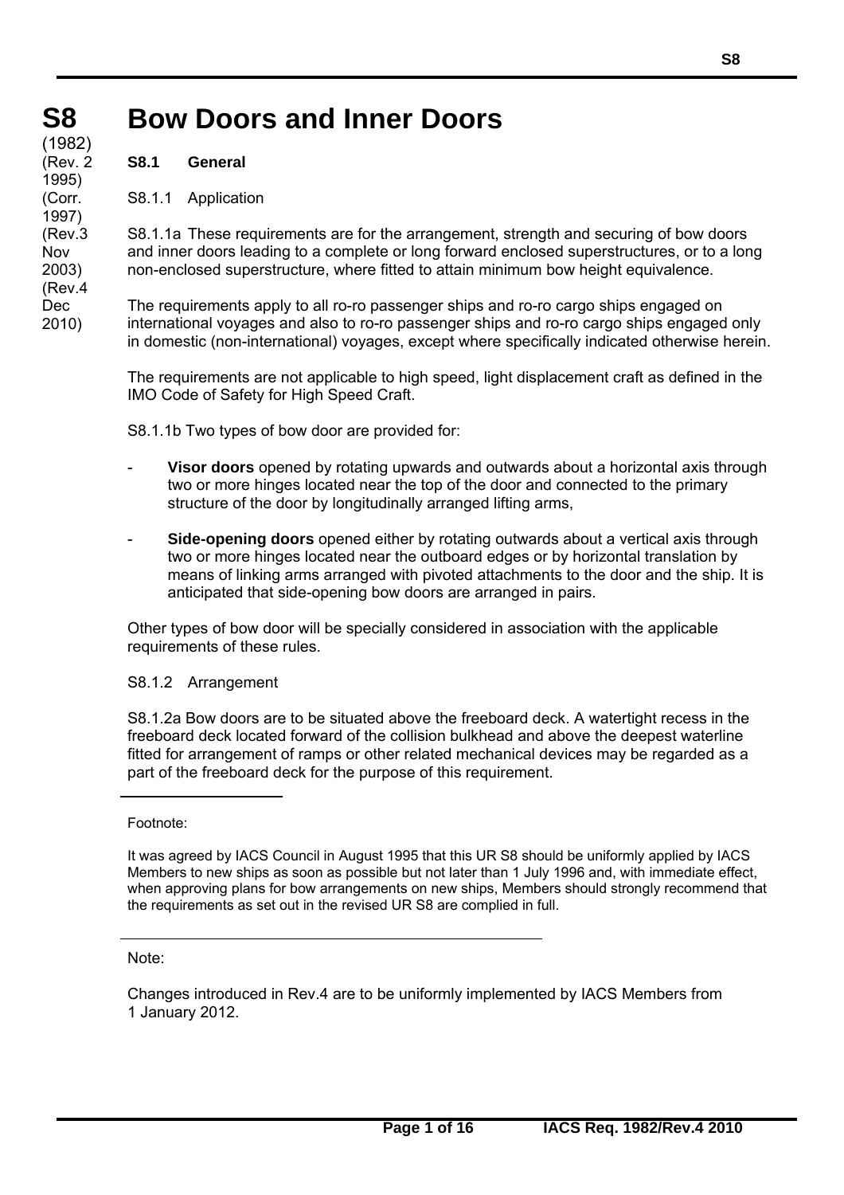# S8 Bow Doors and Inner Doors

(1982)
(Rev. 2 1995)
(Corr. 1997)
(Rev.3 Nov 2003)
(Rev.4 Dec 2010)

## S8.1 General

### S8.1.1 Application

S8.1.1a These requirements are for the arrangement, strength and securing of bow doors and inner doors leading to a complete or long forward enclosed superstructures, or to a long non-enclosed superstructure, where fitted to attain minimum bow height equivalence.

The requirements apply to all ro-ro passenger ships and ro-ro cargo ships engaged on international voyages and also to ro-ro passenger ships and ro-ro cargo ships engaged only in domestic (non-international) voyages, except where specifically indicated otherwise herein.

The requirements are not applicable to high speed, light displacement craft as defined in the IMO Code of Safety for High Speed Craft.

S8.1.1b Two types of bow door are provided for:

- **Visor doors** opened by rotating upwards and outwards about a horizontal axis through two or more hinges located near the top of the door and connected to the primary structure of the door by longitudinally arranged lifting arms,

- **Side-opening doors** opened either by rotating outwards about a vertical axis through two or more hinges located near the outboard edges or by horizontal translation by means of linking arms arranged with pivoted attachments to the door and the ship. It is anticipated that side-opening bow doors are arranged in pairs.

Other types of bow door will be specially considered in association with the applicable requirements of these rules.

### S8.1.2 Arrangement

S8.1.2a Bow doors are to be situated above the freeboard deck. A watertight recess in the freeboard deck located forward of the collision bulkhead and above the deepest waterline fitted for arrangement of ramps or other related mechanical devices may be regarded as a part of the freeboard deck for the purpose of this requirement.

---

Footnote:

It was agreed by IACS Council in August 1995 that this UR S8 should be uniformly applied by IACS Members to new ships as soon as possible but not later than 1 July 1996 and, with immediate effect, when approving plans for bow arrangements on new ships, Members should strongly recommend that the requirements as set out in the revised UR S8 are complied in full.

---

Note:

Changes introduced in Rev.4 are to be uniformly implemented by IACS Members from 1 January 2012.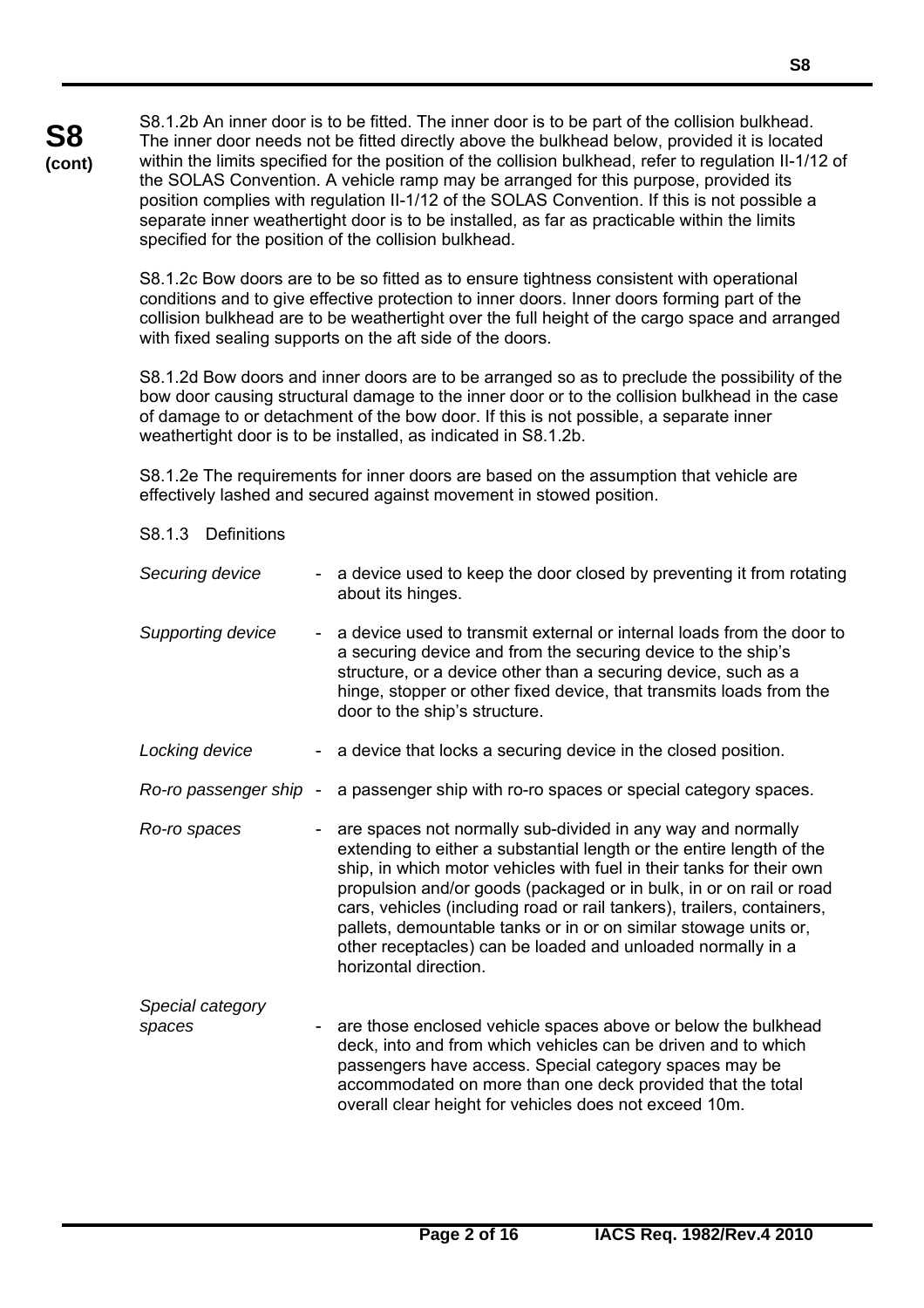S8.1.2b An inner door is to be fitted. The inner door is to be part of the collision bulkhead. The inner door needs not be fitted directly above the bulkhead below, provided it is located within the limits specified for the position of the collision bulkhead, refer to regulation II-1/12 of the SOLAS Convention. A vehicle ramp may be arranged for this purpose, provided its position complies with regulation II-1/12 of the SOLAS Convention. If this is not possible a separate inner weathertight door is to be installed, as far as practicable within the limits specified for the position of the collision bulkhead.

S8.1.2c Bow doors are to be so fitted as to ensure tightness consistent with operational conditions and to give effective protection to inner doors. Inner doors forming part of the collision bulkhead are to be weathertight over the full height of the cargo space and arranged with fixed sealing supports on the aft side of the doors.

S8.1.2d Bow doors and inner doors are to be arranged so as to preclude the possibility of the bow door causing structural damage to the inner door or to the collision bulkhead in the case of damage to or detachment of the bow door. If this is not possible, a separate inner weathertight door is to be installed, as indicated in S8.1.2b.

S8.1.2e The requirements for inner doors are based on the assumption that vehicle are effectively lashed and secured against movement in stowed position.

S8.1.3 Definitions

*Securing device* - a device used to keep the door closed by preventing it from rotating about its hinges.

*Supporting device* - a device used to transmit external or internal loads from the door to a securing device and from the securing device to the ship's structure, or a device other than a securing device, such as a hinge, stopper or other fixed device, that transmits loads from the door to the ship's structure.

*Locking device* - a device that locks a securing device in the closed position.

*Ro-ro passenger ship* - a passenger ship with ro-ro spaces or special category spaces.

*Ro-ro spaces* - are spaces not normally sub-divided in any way and normally extending to either a substantial length or the entire length of the ship, in which motor vehicles with fuel in their tanks for their own propulsion and/or goods (packaged or in bulk, in or on rail or road cars, vehicles (including road or rail tankers), trailers, containers, pallets, demountable tanks or in or on similar stowage units or, other receptacles) can be loaded and unloaded normally in a horizontal direction.

*Special category spaces* - are those enclosed vehicle spaces above or below the bulkhead deck, into and from which vehicles can be driven and to which passengers have access. Special category spaces may be accommodated on more than one deck provided that the total overall clear height for vehicles does not exceed 10m.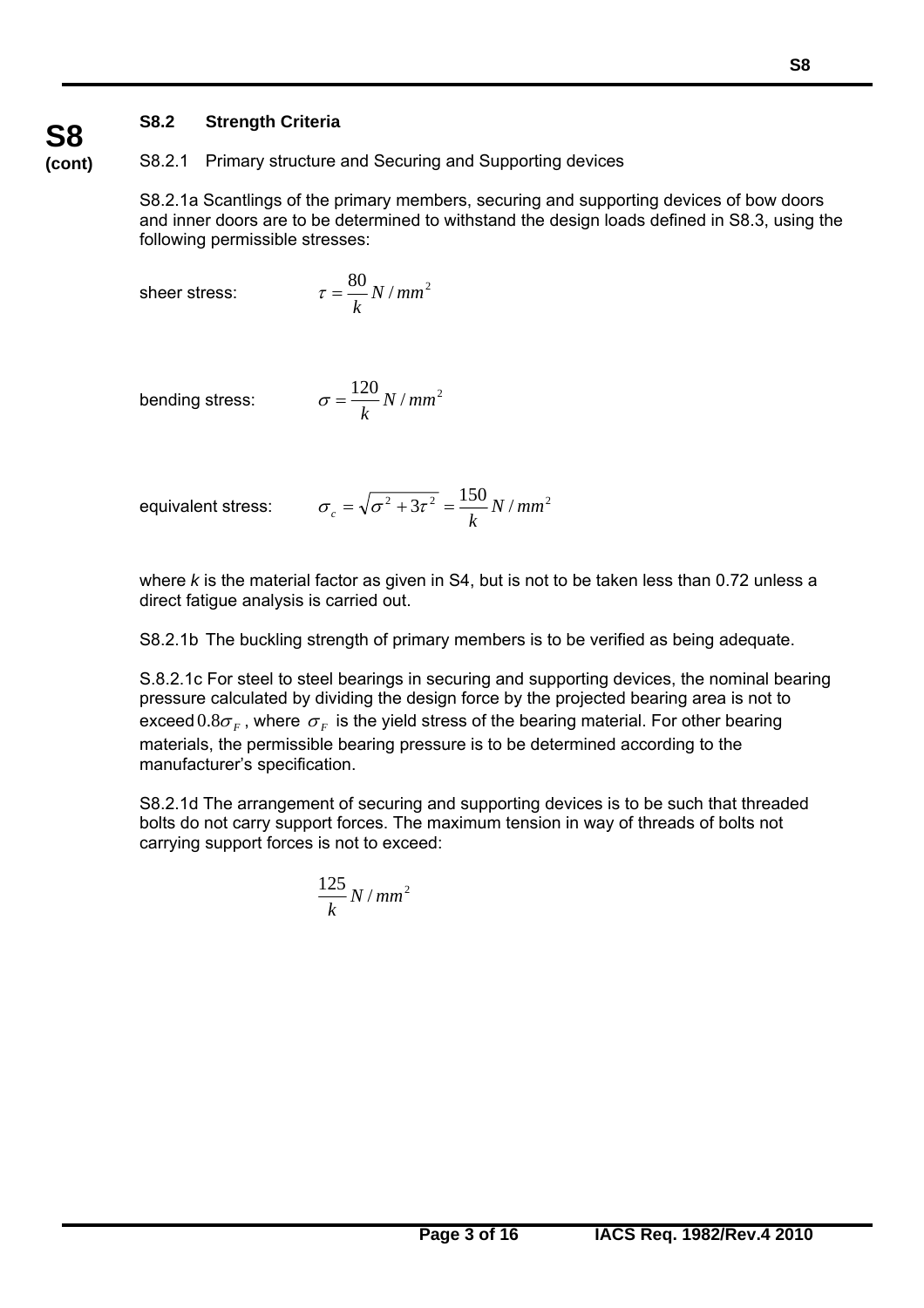**S8 (cont)**

### S8.2 Strength Criteria

S8.2.1 Primary structure and Securing and Supporting devices

S8.2.1a Scantlings of the primary members, securing and supporting devices of bow doors and inner doors are to be determined to withstand the design loads defined in S8.3, using the following permissible stresses:

sheer stress: $\tau = \frac{80}{k} N/mm^2$

bending stress: $\sigma = \frac{120}{k} N/mm^2$

equivalent stress: $\sigma_c = \sqrt{\sigma^2 + 3\tau^2} = \frac{150}{k} N/mm^2$

where *k* is the material factor as given in S4, but is not to be taken less than 0.72 unless a direct fatigue analysis is carried out.

S8.2.1b The buckling strength of primary members is to be verified as being adequate.

S.8.2.1c For steel to steel bearings in securing and supporting devices, the nominal bearing pressure calculated by dividing the design force by the projected bearing area is not to exceed $0.8\sigma_F$, where $\sigma_F$ is the yield stress of the bearing material. For other bearing materials, the permissible bearing pressure is to be determined according to the manufacturer's specification.

S8.2.1d The arrangement of securing and supporting devices is to be such that threaded bolts do not carry support forces. The maximum tension in way of threads of bolts not carrying support forces is not to exceed:

$$\frac{125}{k} N/mm^2$$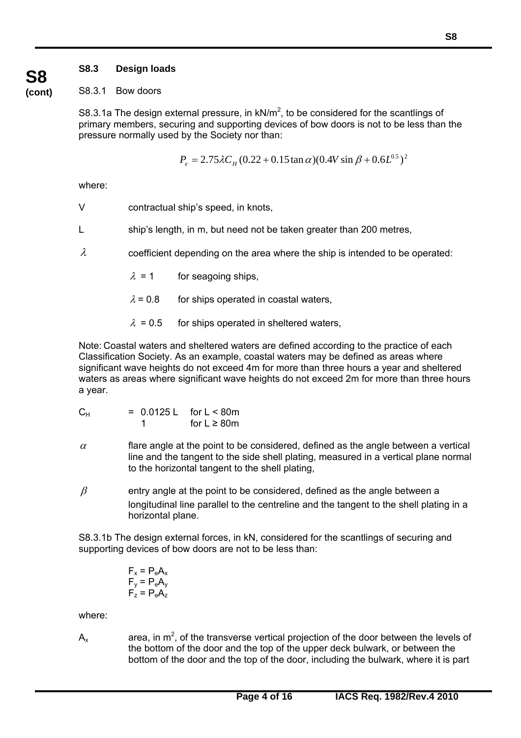**S8 (cont)**

### S8.3 Design loads

S8.3.1 Bow doors

S8.3.1a The design external pressure, in kN/m$^2$, to be considered for the scantlings of primary members, securing and supporting devices of bow doors is not to be less than the pressure normally used by the Society nor than:

$$P_e = 2.75\lambda C_H (0.22 + 0.15\tan\alpha)(0.4V\sin\beta + 0.6L^{0.5})^2$$

where:

$V$ contractual ship's speed, in knots,

$L$ ship's length, in m, but need not be taken greater than 200 metres,

$\lambda$ coefficient depending on the area where the ship is intended to be operated:

- $\lambda = 1$ for seagoing ships,
- $\lambda = 0.8$ for ships operated in coastal waters,
- $\lambda = 0.5$ for ships operated in sheltered waters,

Note: Coastal waters and sheltered waters are defined according to the practice of each Classification Society. As an example, coastal waters may be defined as areas where significant wave heights do not exceed 4m for more than three hours a year and sheltered waters as areas where significant wave heights do not exceed 2m for more than three hours a year.

$C_H$ = 0.0125 L for L < 80m
 1 for L ≥ 80m

$\alpha$ flare angle at the point to be considered, defined as the angle between a vertical line and the tangent to the side shell plating, measured in a vertical plane normal to the horizontal tangent to the shell plating,

$\beta$ entry angle at the point to be considered, defined as the angle between a longitudinal line parallel to the centreline and the tangent to the shell plating in a horizontal plane.

S8.3.1b The design external forces, in kN, considered for the scantlings of securing and supporting devices of bow doors are not to be less than:

$F_x = P_e A_x$
$F_y = P_e A_y$
$F_z = P_e A_z$

where:

$A_x$ area, in m$^2$, of the transverse vertical projection of the door between the levels of the bottom of the door and the top of the upper deck bulwark, or between the bottom of the door and the top of the door, including the bulwark, where it is part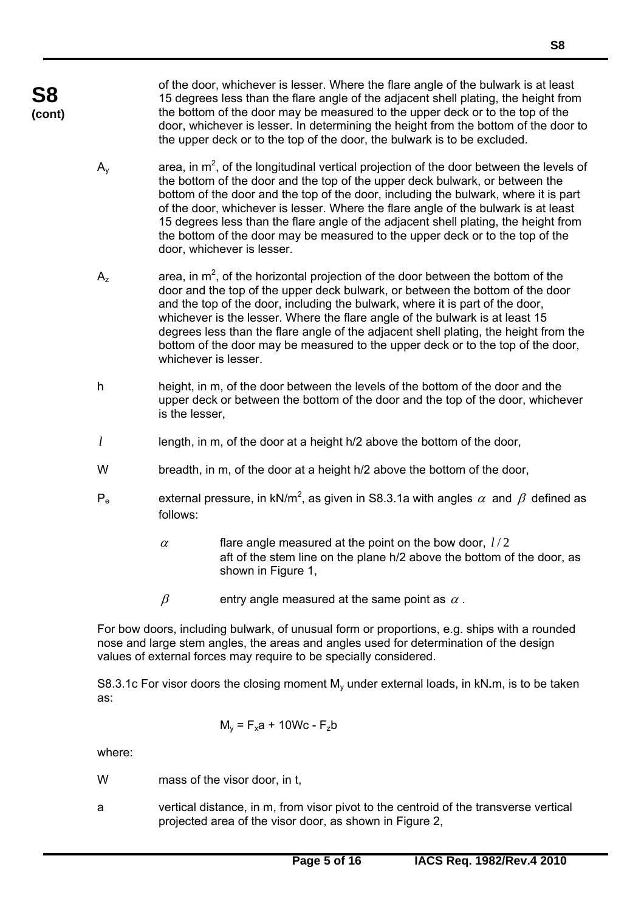of the door, whichever is lesser. Where the flare angle of the bulwark is at least 15 degrees less than the flare angle of the adjacent shell plating, the height from the bottom of the door may be measured to the upper deck or to the top of the door, whichever is lesser. In determining the height from the bottom of the door to the upper deck or to the top of the door, the bulwark is to be excluded.

$A_y$ area, in $m^2$, of the longitudinal vertical projection of the door between the levels of the bottom of the door and the top of the upper deck bulwark, or between the bottom of the door and the top of the door, including the bulwark, where it is part of the door, whichever is lesser. Where the flare angle of the bulwark is at least 15 degrees less than the flare angle of the adjacent shell plating, the height from the bottom of the door may be measured to the upper deck or to the top of the door, whichever is lesser.

$A_z$ area, in $m^2$, of the horizontal projection of the door between the bottom of the door and the top of the upper deck bulwark, or between the bottom of the door and the top of the door, including the bulwark, where it is part of the door, whichever is the lesser. Where the flare angle of the bulwark is at least 15 degrees less than the flare angle of the adjacent shell plating, the height from the bottom of the door may be measured to the upper deck or to the top of the door, whichever is lesser.

h height, in m, of the door between the levels of the bottom of the door and the upper deck or between the bottom of the door and the top of the door, whichever is the lesser,

$l$ length, in m, of the door at a height h/2 above the bottom of the door,

W breadth, in m, of the door at a height h/2 above the bottom of the door,

$P_e$ external pressure, in $kN/m^2$, as given in S8.3.1a with angles $\alpha$ and $\beta$ defined as follows:

- $\alpha$ flare angle measured at the point on the bow door, $l/2$ aft of the stem line on the plane h/2 above the bottom of the door, as shown in Figure 1,
- $\beta$ entry angle measured at the same point as $\alpha$.

For bow doors, including bulwark, of unusual form or proportions, e.g. ships with a rounded nose and large stem angles, the areas and angles used for determination of the design values of external forces may require to be specially considered.

S8.3.1c For visor doors the closing moment $M_y$ under external loads, in kN**.**m, is to be taken as:

$$M_y = F_x a + 10Wc - F_z b$$

where:

W mass of the visor door, in t,

a vertical distance, in m, from visor pivot to the centroid of the transverse vertical projected area of the visor door, as shown in Figure 2,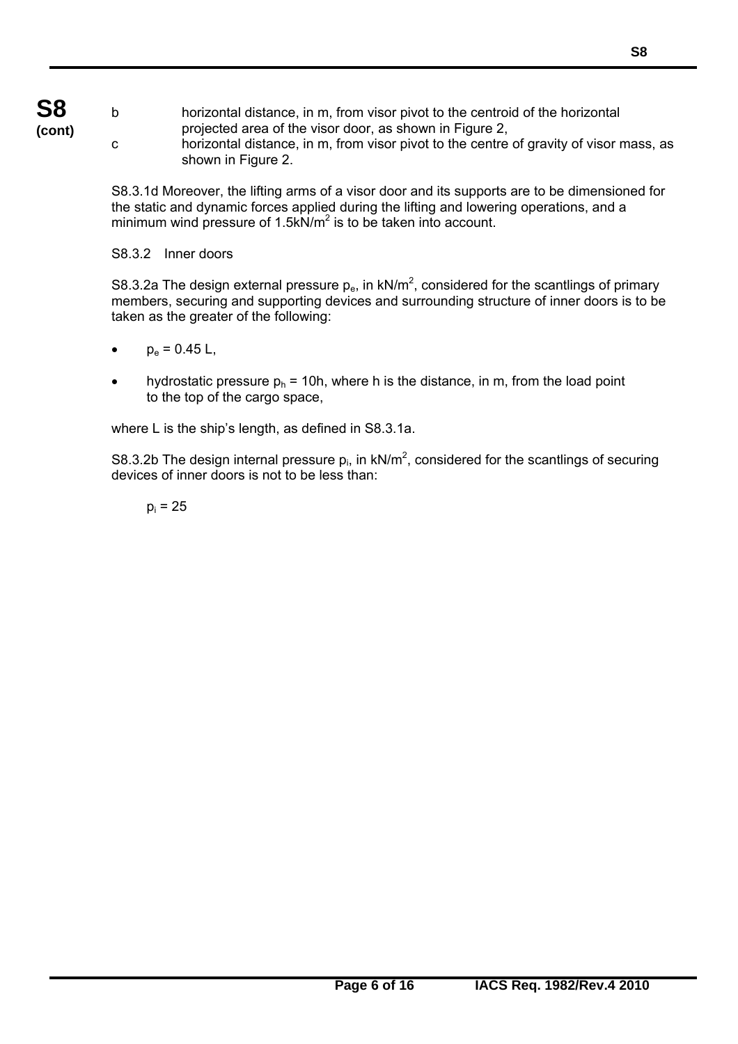b horizontal distance, in m, from visor pivot to the centroid of the horizontal projected area of the visor door, as shown in Figure 2,

c horizontal distance, in m, from visor pivot to the centre of gravity of visor mass, as shown in Figure 2.

S8.3.1d Moreover, the lifting arms of a visor door and its supports are to be dimensioned for the static and dynamic forces applied during the lifting and lowering operations, and a minimum wind pressure of 1.5kN/$m^2$ is to be taken into account.

S8.3.2 Inner doors

S8.3.2a The design external pressure $p_e$, in kN/$m^2$, considered for the scantlings of primary members, securing and supporting devices and surrounding structure of inner doors is to be taken as the greater of the following:

- $p_e = 0.45\ L$,
- hydrostatic pressure $p_h = 10h$, where h is the distance, in m, from the load point to the top of the cargo space,

where L is the ship's length, as defined in S8.3.1a.

S8.3.2b The design internal pressure $p_i$, in kN/$m^2$, considered for the scantlings of securing devices of inner doors is not to be less than:

$p_i = 25$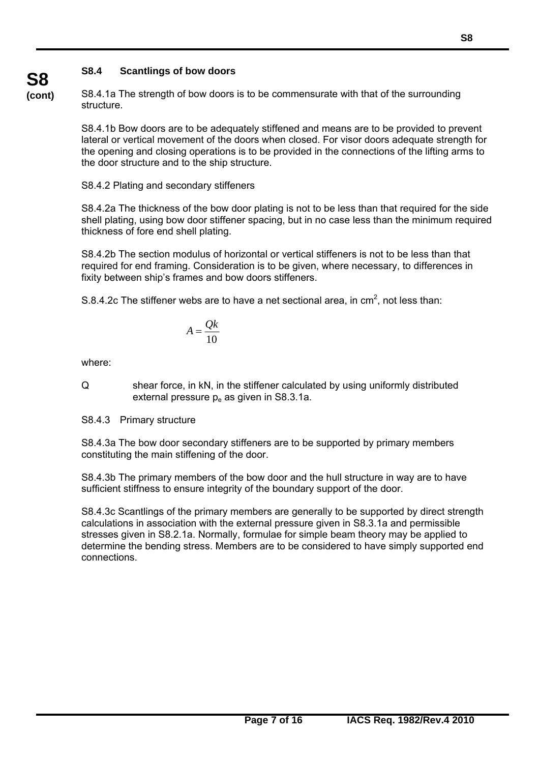**S8 (cont)**

### S8.4 Scantlings of bow doors

S8.4.1a The strength of bow doors is to be commensurate with that of the surrounding structure.

S8.4.1b Bow doors are to be adequately stiffened and means are to be provided to prevent lateral or vertical movement of the doors when closed. For visor doors adequate strength for the opening and closing operations is to be provided in the connections of the lifting arms to the door structure and to the ship structure.

S8.4.2 Plating and secondary stiffeners

S8.4.2a The thickness of the bow door plating is not to be less than that required for the side shell plating, using bow door stiffener spacing, but in no case less than the minimum required thickness of fore end shell plating.

S8.4.2b The section modulus of horizontal or vertical stiffeners is not to be less than that required for end framing. Consideration is to be given, where necessary, to differences in fixity between ship's frames and bow doors stiffeners.

S.8.4.2c The stiffener webs are to have a net sectional area, in $cm^2$, not less than:

$$A = \frac{Qk}{10}$$

where:

Q shear force, in kN, in the stiffener calculated by using uniformly distributed external pressure $p_e$ as given in S8.3.1a.

S8.4.3 Primary structure

S8.4.3a The bow door secondary stiffeners are to be supported by primary members constituting the main stiffening of the door.

S8.4.3b The primary members of the bow door and the hull structure in way are to have sufficient stiffness to ensure integrity of the boundary support of the door.

S8.4.3c Scantlings of the primary members are generally to be supported by direct strength calculations in association with the external pressure given in S8.3.1a and permissible stresses given in S8.2.1a. Normally, formulae for simple beam theory may be applied to determine the bending stress. Members are to be considered to have simply supported end connections.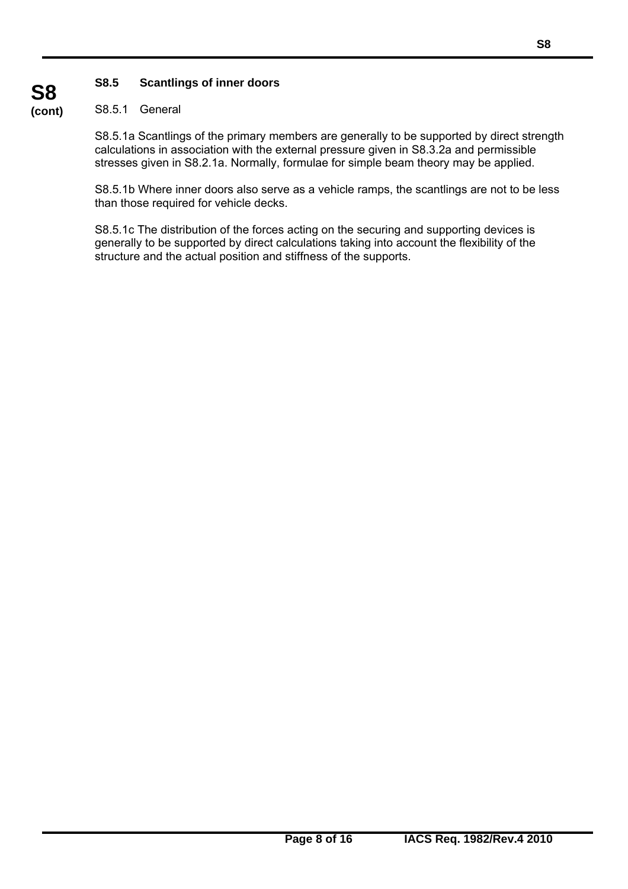### S8.5 Scantlings of inner doors

S8.5.1 General

S8.5.1a Scantlings of the primary members are generally to be supported by direct strength calculations in association with the external pressure given in S8.3.2a and permissible stresses given in S8.2.1a. Normally, formulae for simple beam theory may be applied.

S8.5.1b Where inner doors also serve as a vehicle ramps, the scantlings are not to be less than those required for vehicle decks.

S8.5.1c The distribution of the forces acting on the securing and supporting devices is generally to be supported by direct calculations taking into account the flexibility of the structure and the actual position and stiffness of the supports.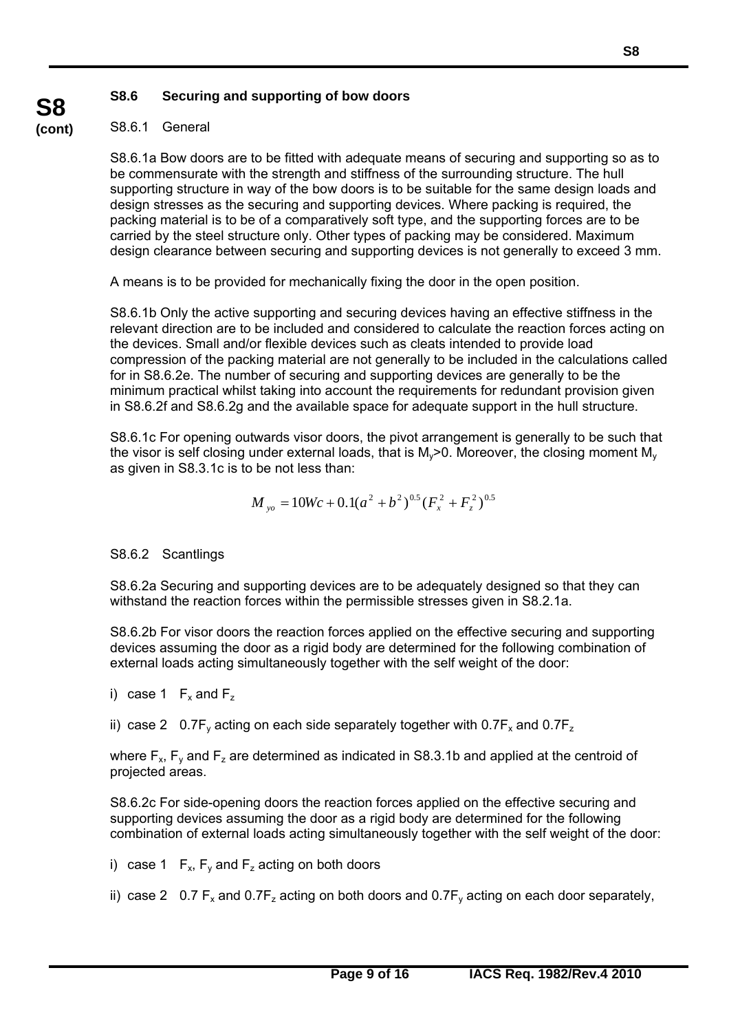## S8.6 Securing and supporting of bow doors

### S8.6.1 General

S8.6.1a Bow doors are to be fitted with adequate means of securing and supporting so as to be commensurate with the strength and stiffness of the surrounding structure. The hull supporting structure in way of the bow doors is to be suitable for the same design loads and design stresses as the securing and supporting devices. Where packing is required, the packing material is to be of a comparatively soft type, and the supporting forces are to be carried by the steel structure only. Other types of packing may be considered. Maximum design clearance between securing and supporting devices is not generally to exceed 3 mm.

A means is to be provided for mechanically fixing the door in the open position.

S8.6.1b Only the active supporting and securing devices having an effective stiffness in the relevant direction are to be included and considered to calculate the reaction forces acting on the devices. Small and/or flexible devices such as cleats intended to provide load compression of the packing material are not generally to be included in the calculations called for in S8.6.2e. The number of securing and supporting devices are generally to be the minimum practical whilst taking into account the requirements for redundant provision given in S8.6.2f and S8.6.2g and the available space for adequate support in the hull structure.

S8.6.1c For opening outwards visor doors, the pivot arrangement is generally to be such that the visor is self closing under external loads, that is $M_y > 0$. Moreover, the closing moment $M_y$ as given in S8.3.1c is to be not less than:

$$M_{yo} = 10Wc + 0.1(a^2 + b^2)^{0.5}(F_x^2 + F_z^2)^{0.5}$$

### S8.6.2 Scantlings

S8.6.2a Securing and supporting devices are to be adequately designed so that they can withstand the reaction forces within the permissible stresses given in S8.2.1a.

S8.6.2b For visor doors the reaction forces applied on the effective securing and supporting devices assuming the door as a rigid body are determined for the following combination of external loads acting simultaneously together with the self weight of the door:

i) case 1 $F_x$ and $F_z$

ii) case 2 $0.7F_y$ acting on each side separately together with $0.7F_x$ and $0.7F_z$

where $F_x$, $F_y$ and $F_z$ are determined as indicated in S8.3.1b and applied at the centroid of projected areas.

S8.6.2c For side-opening doors the reaction forces applied on the effective securing and supporting devices assuming the door as a rigid body are determined for the following combination of external loads acting simultaneously together with the self weight of the door:

i) case 1 $F_x$, $F_y$ and $F_z$ acting on both doors

ii) case 2 $0.7F_x$ and $0.7F_z$ acting on both doors and $0.7F_y$ acting on each door separately,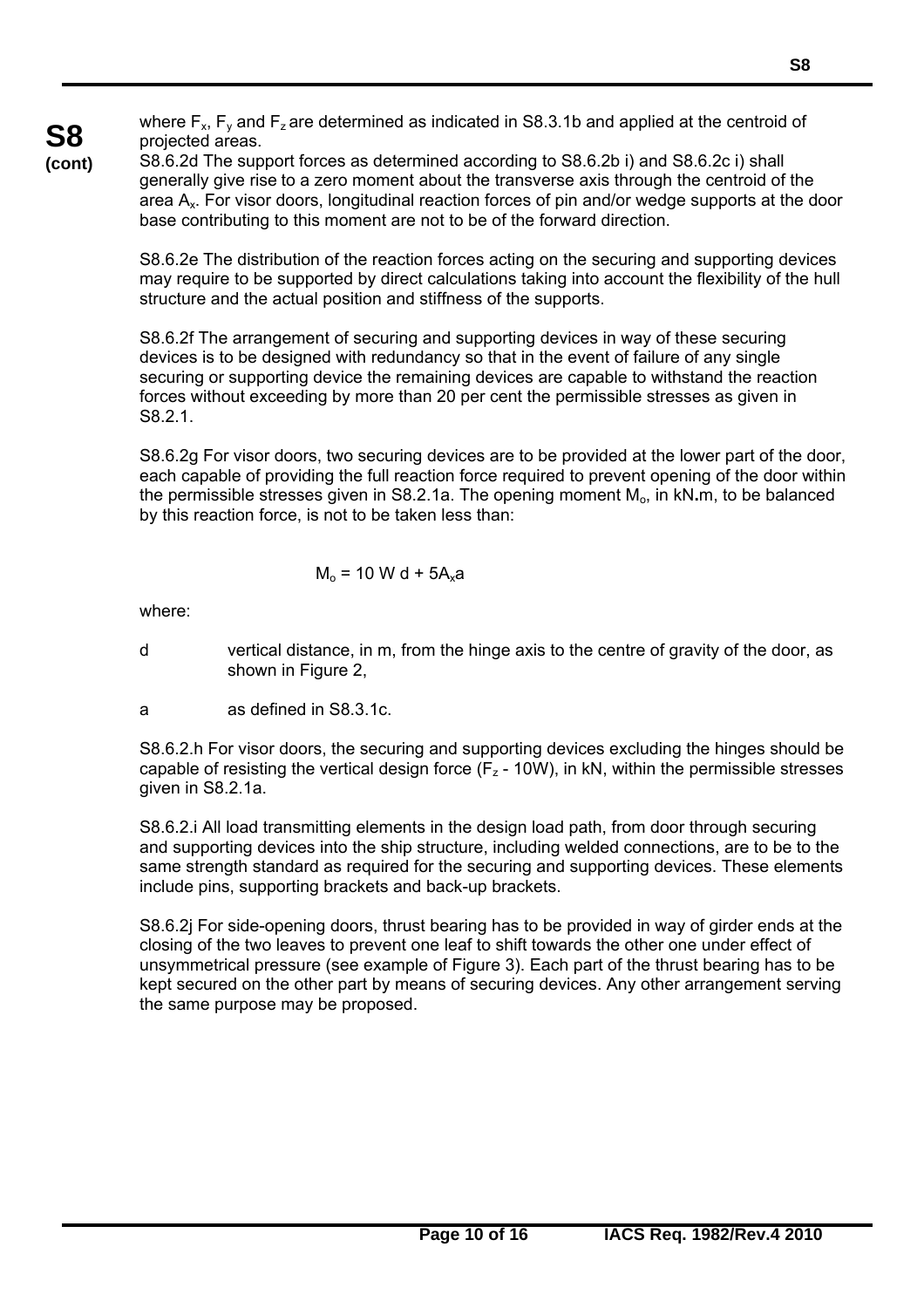where $F_x$, $F_y$ and $F_z$ are determined as indicated in S8.3.1b and applied at the centroid of projected areas.

S8.6.2d The support forces as determined according to S8.6.2b i) and S8.6.2c i) shall generally give rise to a zero moment about the transverse axis through the centroid of the area $A_x$. For visor doors, longitudinal reaction forces of pin and/or wedge supports at the door base contributing to this moment are not to be of the forward direction.

S8.6.2e The distribution of the reaction forces acting on the securing and supporting devices may require to be supported by direct calculations taking into account the flexibility of the hull structure and the actual position and stiffness of the supports.

S8.6.2f The arrangement of securing and supporting devices in way of these securing devices is to be designed with redundancy so that in the event of failure of any single securing or supporting device the remaining devices are capable to withstand the reaction forces without exceeding by more than 20 per cent the permissible stresses as given in S8.2.1.

S8.6.2g For visor doors, two securing devices are to be provided at the lower part of the door, each capable of providing the full reaction force required to prevent opening of the door within the permissible stresses given in S8.2.1a. The opening moment $M_o$, in kN**.**m, to be balanced by this reaction force, is not to be taken less than:

$$M_o = 10\,W\,d + 5A_x a$$

where:

d vertical distance, in m, from the hinge axis to the centre of gravity of the door, as shown in Figure 2,

a as defined in S8.3.1c.

S8.6.2.h For visor doors, the securing and supporting devices excluding the hinges should be capable of resisting the vertical design force ($F_z$ - 10W), in kN, within the permissible stresses given in S8.2.1a.

S8.6.2.i All load transmitting elements in the design load path, from door through securing and supporting devices into the ship structure, including welded connections, are to be to the same strength standard as required for the securing and supporting devices. These elements include pins, supporting brackets and back-up brackets.

S8.6.2j For side-opening doors, thrust bearing has to be provided in way of girder ends at the closing of the two leaves to prevent one leaf to shift towards the other one under effect of unsymmetrical pressure (see example of Figure 3). Each part of the thrust bearing has to be kept secured on the other part by means of securing devices. Any other arrangement serving the same purpose may be proposed.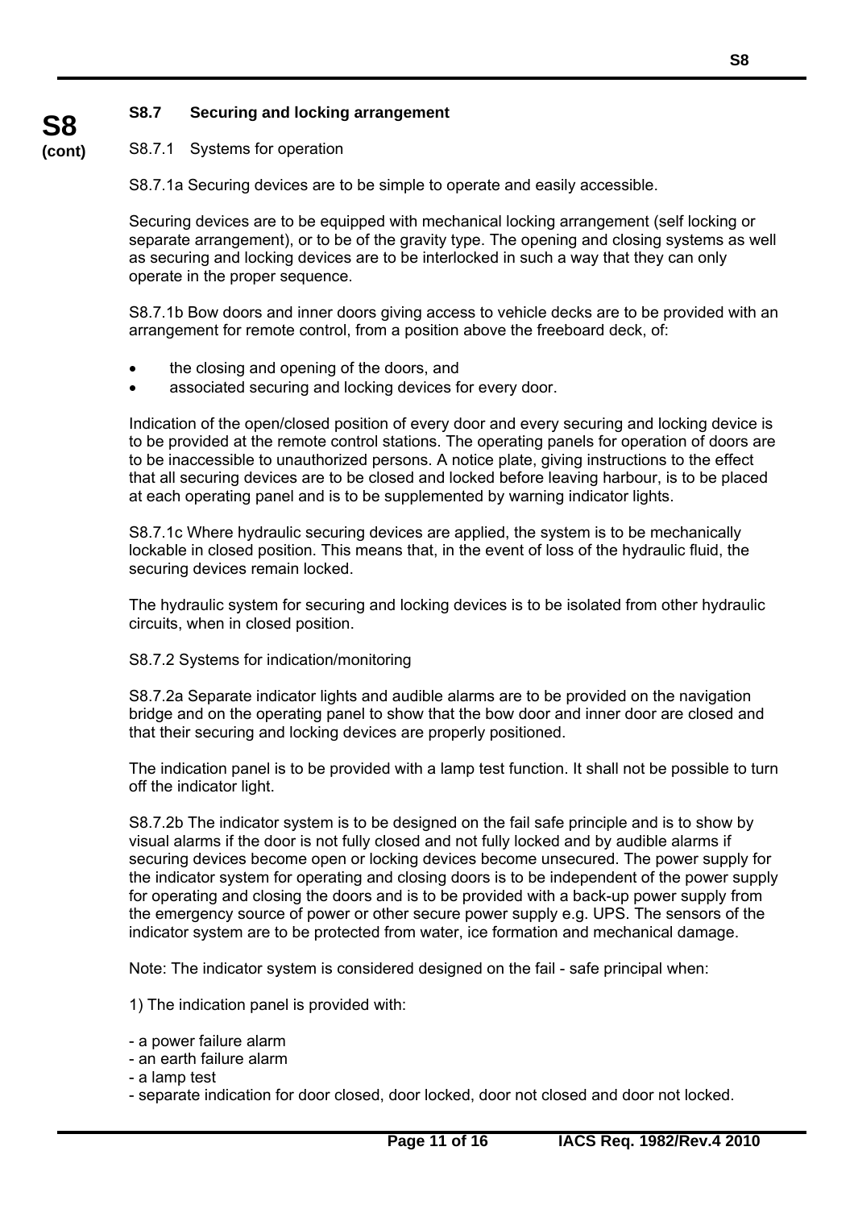### S8.7 Securing and locking arrangement

S8.7.1 Systems for operation

S8.7.1a Securing devices are to be simple to operate and easily accessible.

Securing devices are to be equipped with mechanical locking arrangement (self locking or separate arrangement), or to be of the gravity type. The opening and closing systems as well as securing and locking devices are to be interlocked in such a way that they can only operate in the proper sequence.

S8.7.1b Bow doors and inner doors giving access to vehicle decks are to be provided with an arrangement for remote control, from a position above the freeboard deck, of:

- the closing and opening of the doors, and
- associated securing and locking devices for every door.

Indication of the open/closed position of every door and every securing and locking device is to be provided at the remote control stations. The operating panels for operation of doors are to be inaccessible to unauthorized persons. A notice plate, giving instructions to the effect that all securing devices are to be closed and locked before leaving harbour, is to be placed at each operating panel and is to be supplemented by warning indicator lights.

S8.7.1c Where hydraulic securing devices are applied, the system is to be mechanically lockable in closed position. This means that, in the event of loss of the hydraulic fluid, the securing devices remain locked.

The hydraulic system for securing and locking devices is to be isolated from other hydraulic circuits, when in closed position.

S8.7.2 Systems for indication/monitoring

S8.7.2a Separate indicator lights and audible alarms are to be provided on the navigation bridge and on the operating panel to show that the bow door and inner door are closed and that their securing and locking devices are properly positioned.

The indication panel is to be provided with a lamp test function. It shall not be possible to turn off the indicator light.

S8.7.2b The indicator system is to be designed on the fail safe principle and is to show by visual alarms if the door is not fully closed and not fully locked and by audible alarms if securing devices become open or locking devices become unsecured. The power supply for the indicator system for operating and closing doors is to be independent of the power supply for operating and closing the doors and is to be provided with a back-up power supply from the emergency source of power or other secure power supply e.g. UPS. The sensors of the indicator system are to be protected from water, ice formation and mechanical damage.

Note: The indicator system is considered designed on the fail - safe principal when:

1) The indication panel is provided with:

- a power failure alarm
- an earth failure alarm
- a lamp test
- separate indication for door closed, door locked, door not closed and door not locked.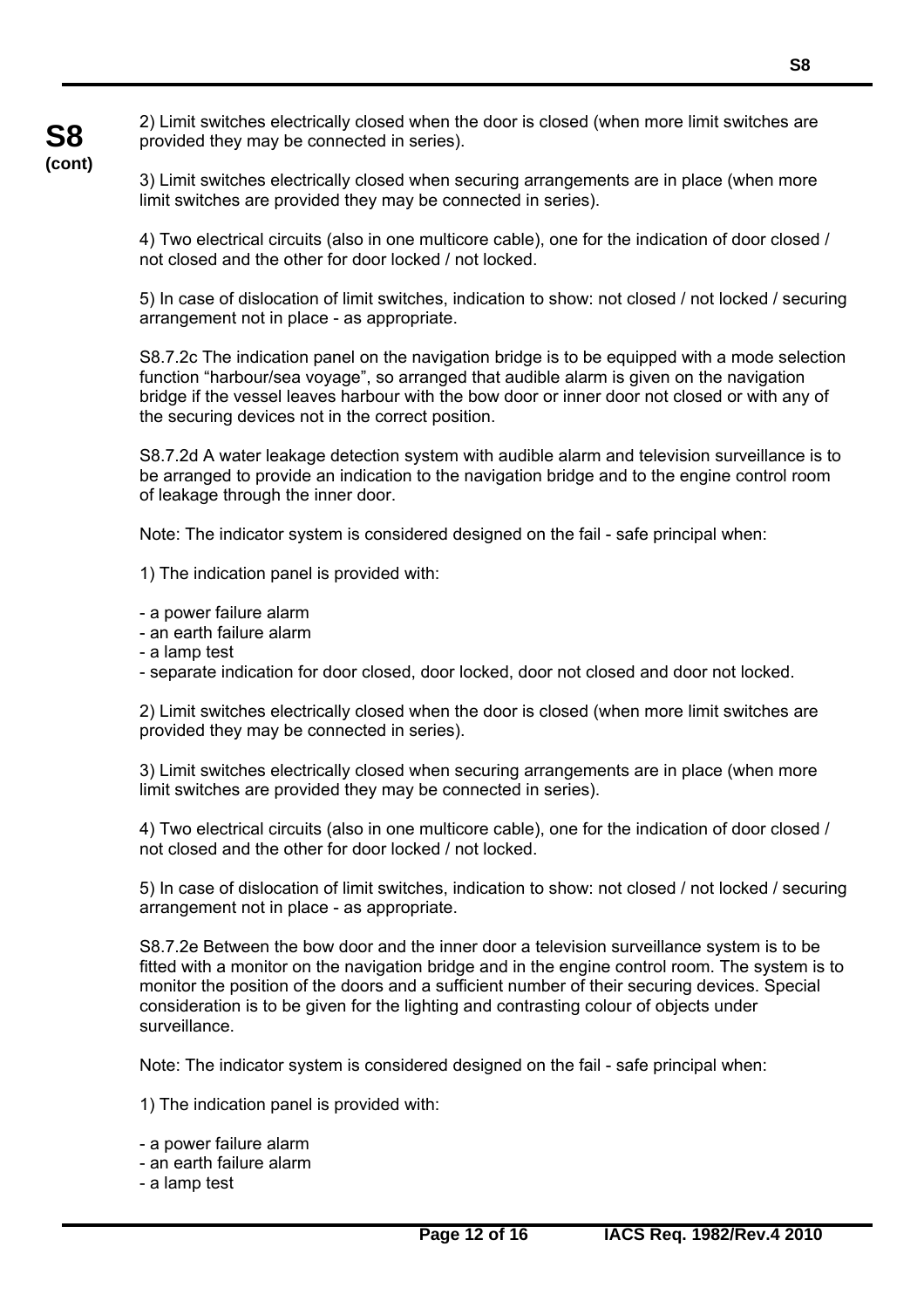2) Limit switches electrically closed when the door is closed (when more limit switches are provided they may be connected in series).

3) Limit switches electrically closed when securing arrangements are in place (when more limit switches are provided they may be connected in series).

4) Two electrical circuits (also in one multicore cable), one for the indication of door closed / not closed and the other for door locked / not locked.

5) In case of dislocation of limit switches, indication to show: not closed / not locked / securing arrangement not in place - as appropriate.

S8.7.2c The indication panel on the navigation bridge is to be equipped with a mode selection function "harbour/sea voyage", so arranged that audible alarm is given on the navigation bridge if the vessel leaves harbour with the bow door or inner door not closed or with any of the securing devices not in the correct position.

S8.7.2d A water leakage detection system with audible alarm and television surveillance is to be arranged to provide an indication to the navigation bridge and to the engine control room of leakage through the inner door.

Note: The indicator system is considered designed on the fail - safe principal when:

1) The indication panel is provided with:

- a power failure alarm
- an earth failure alarm
- a lamp test
- separate indication for door closed, door locked, door not closed and door not locked.

2) Limit switches electrically closed when the door is closed (when more limit switches are provided they may be connected in series).

3) Limit switches electrically closed when securing arrangements are in place (when more limit switches are provided they may be connected in series).

4) Two electrical circuits (also in one multicore cable), one for the indication of door closed / not closed and the other for door locked / not locked.

5) In case of dislocation of limit switches, indication to show: not closed / not locked / securing arrangement not in place - as appropriate.

S8.7.2e Between the bow door and the inner door a television surveillance system is to be fitted with a monitor on the navigation bridge and in the engine control room. The system is to monitor the position of the doors and a sufficient number of their securing devices. Special consideration is to be given for the lighting and contrasting colour of objects under surveillance.

Note: The indicator system is considered designed on the fail - safe principal when:

1) The indication panel is provided with:

- a power failure alarm
- an earth failure alarm
- a lamp test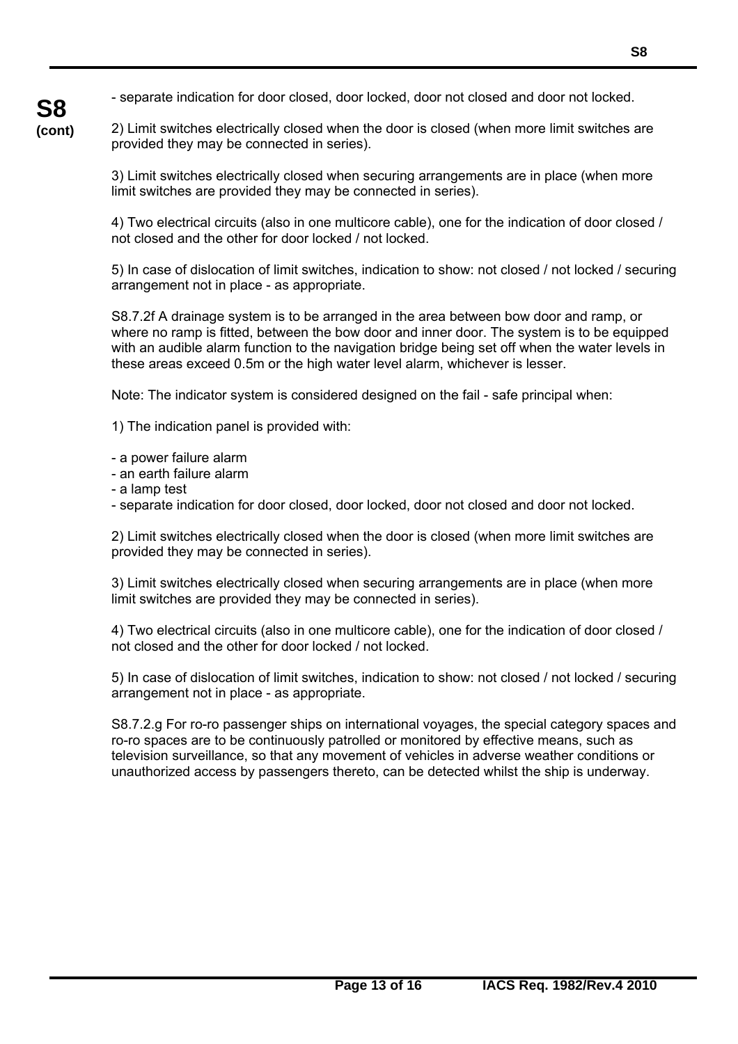- separate indication for door closed, door locked, door not closed and door not locked.

2) Limit switches electrically closed when the door is closed (when more limit switches are provided they may be connected in series).

3) Limit switches electrically closed when securing arrangements are in place (when more limit switches are provided they may be connected in series).

4) Two electrical circuits (also in one multicore cable), one for the indication of door closed / not closed and the other for door locked / not locked.

5) In case of dislocation of limit switches, indication to show: not closed / not locked / securing arrangement not in place - as appropriate.

S8.7.2f A drainage system is to be arranged in the area between bow door and ramp, or where no ramp is fitted, between the bow door and inner door. The system is to be equipped with an audible alarm function to the navigation bridge being set off when the water levels in these areas exceed 0.5m or the high water level alarm, whichever is lesser.

Note: The indicator system is considered designed on the fail - safe principal when:

1) The indication panel is provided with:

- a power failure alarm
- an earth failure alarm
- a lamp test
- separate indication for door closed, door locked, door not closed and door not locked.

2) Limit switches electrically closed when the door is closed (when more limit switches are provided they may be connected in series).

3) Limit switches electrically closed when securing arrangements are in place (when more limit switches are provided they may be connected in series).

4) Two electrical circuits (also in one multicore cable), one for the indication of door closed / not closed and the other for door locked / not locked.

5) In case of dislocation of limit switches, indication to show: not closed / not locked / securing arrangement not in place - as appropriate.

S8.7.2.g For ro-ro passenger ships on international voyages, the special category spaces and ro-ro spaces are to be continuously patrolled or monitored by effective means, such as television surveillance, so that any movement of vehicles in adverse weather conditions or unauthorized access by passengers thereto, can be detected whilst the ship is underway.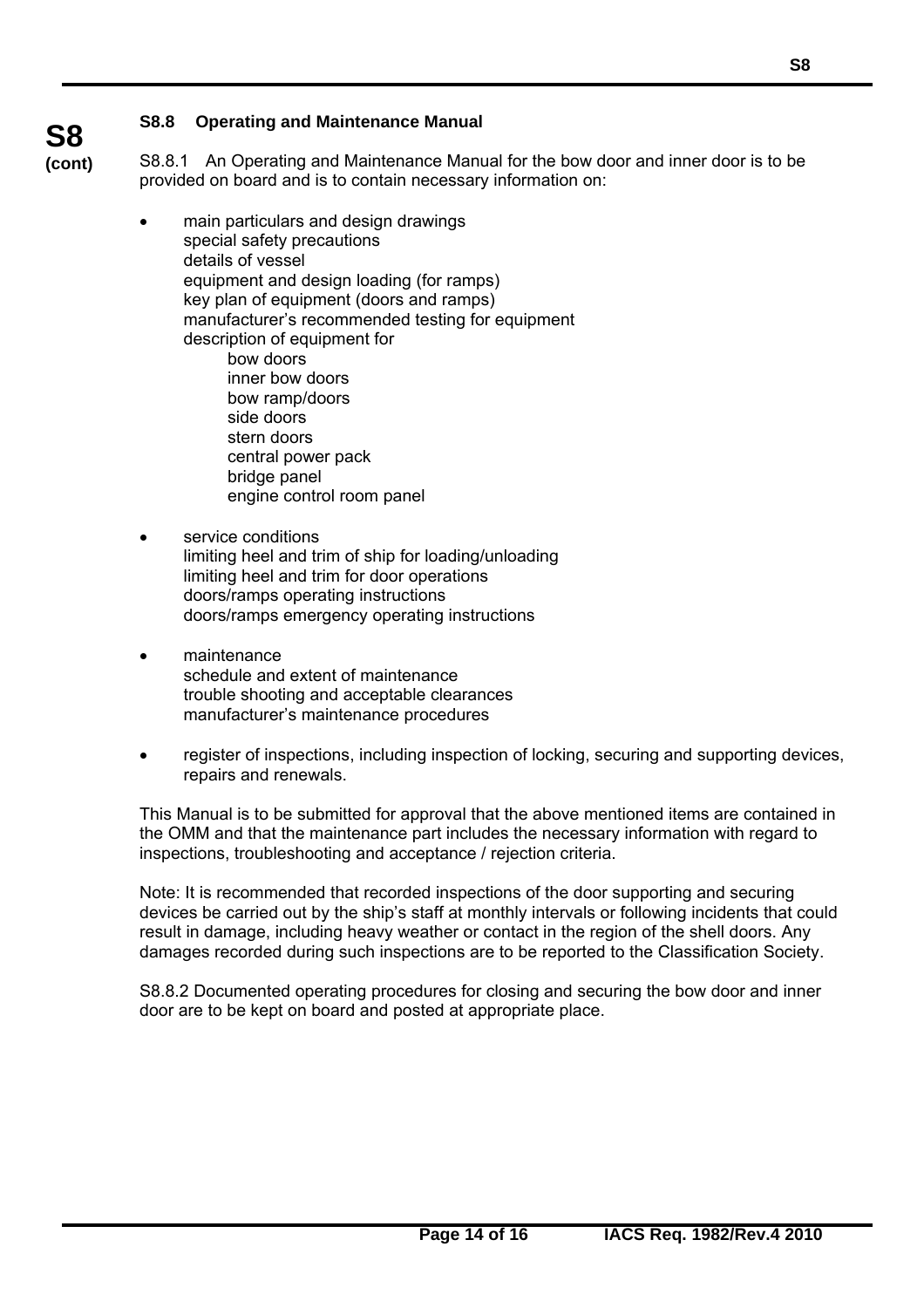### S8.8 Operating and Maintenance Manual

S8.8.1 An Operating and Maintenance Manual for the bow door and inner door is to be provided on board and is to contain necessary information on:

- main particulars and design drawings
  special safety precautions
  details of vessel
  equipment and design loading (for ramps)
  key plan of equipment (doors and ramps)
  manufacturer's recommended testing for equipment
  description of equipment for
    - bow doors
    - inner bow doors
    - bow ramp/doors
    - side doors
    - stern doors
    - central power pack
    - bridge panel
    - engine control room panel

- service conditions
  limiting heel and trim of ship for loading/unloading
  limiting heel and trim for door operations
  doors/ramps operating instructions
  doors/ramps emergency operating instructions

- maintenance
  schedule and extent of maintenance
  trouble shooting and acceptable clearances
  manufacturer's maintenance procedures

- register of inspections, including inspection of locking, securing and supporting devices, repairs and renewals.

This Manual is to be submitted for approval that the above mentioned items are contained in the OMM and that the maintenance part includes the necessary information with regard to inspections, troubleshooting and acceptance / rejection criteria.

Note: It is recommended that recorded inspections of the door supporting and securing devices be carried out by the ship's staff at monthly intervals or following incidents that could result in damage, including heavy weather or contact in the region of the shell doors. Any damages recorded during such inspections are to be reported to the Classification Society.

S8.8.2 Documented operating procedures for closing and securing the bow door and inner door are to be kept on board and posted at appropriate place.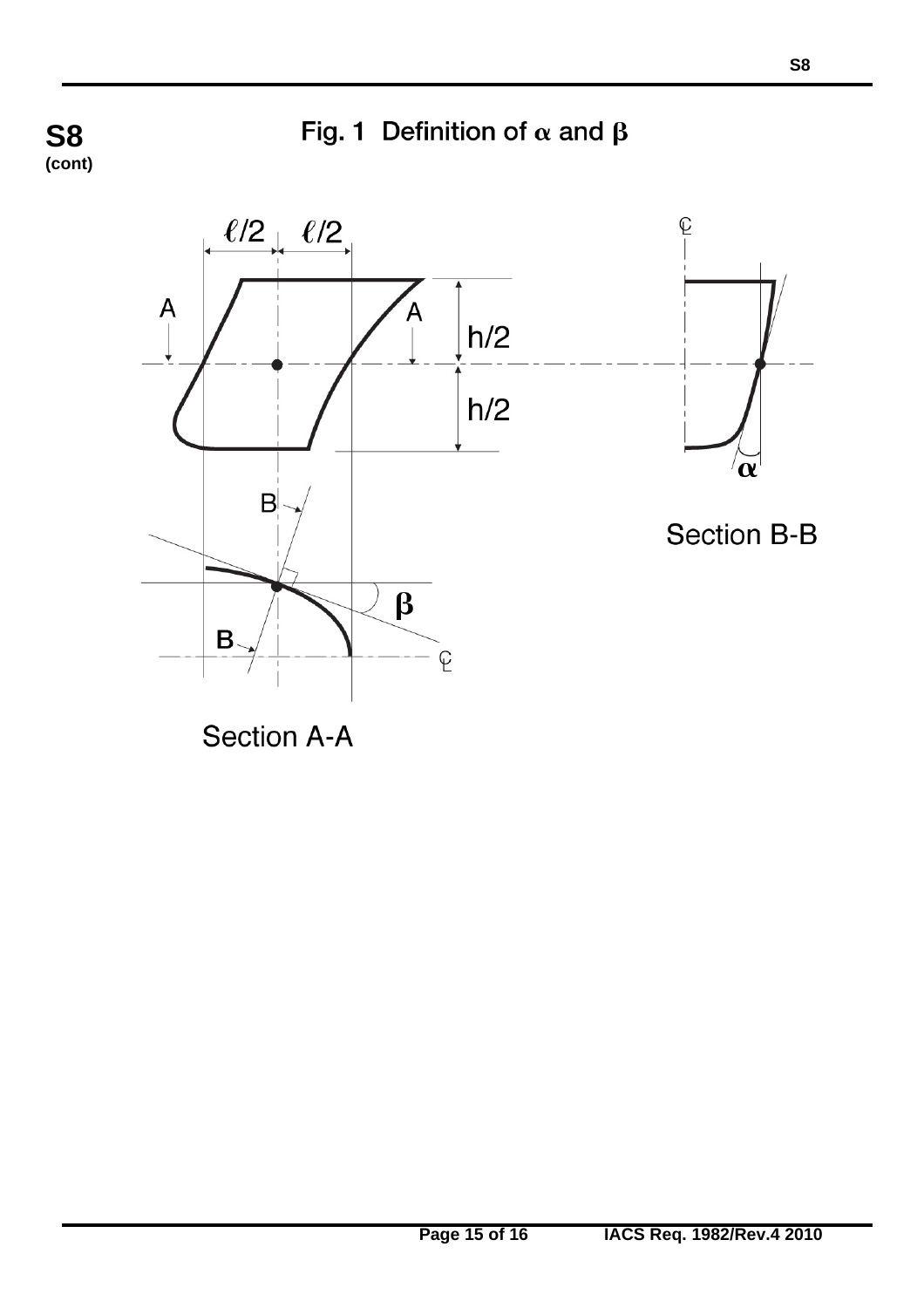**S8 (cont)**

## Fig. 1 Definition of $\alpha$ and $\beta$

$\ell/2$ $\ell/2$

A A

$h/2$

$h/2$

B

B

$\beta$

$\alpha$

Section B-B

Section A-A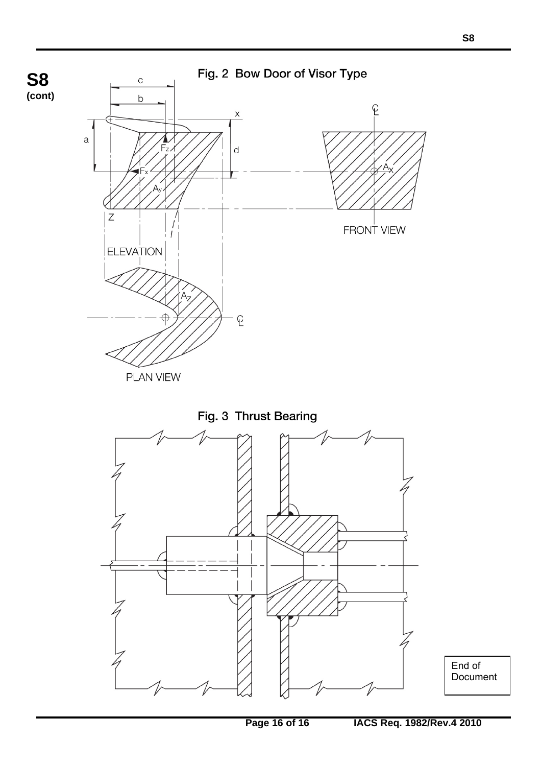**S8 (cont)**

## Fig. 2 Bow Door of Visor Type

c

b

x

a

d

$F_z$

$F_x$

$A_y$

$A_x$

Z

ELEVATION

FRONT VIEW

$A_z$

PLAN VIEW

## Fig. 3 Thrust Bearing

End of Document